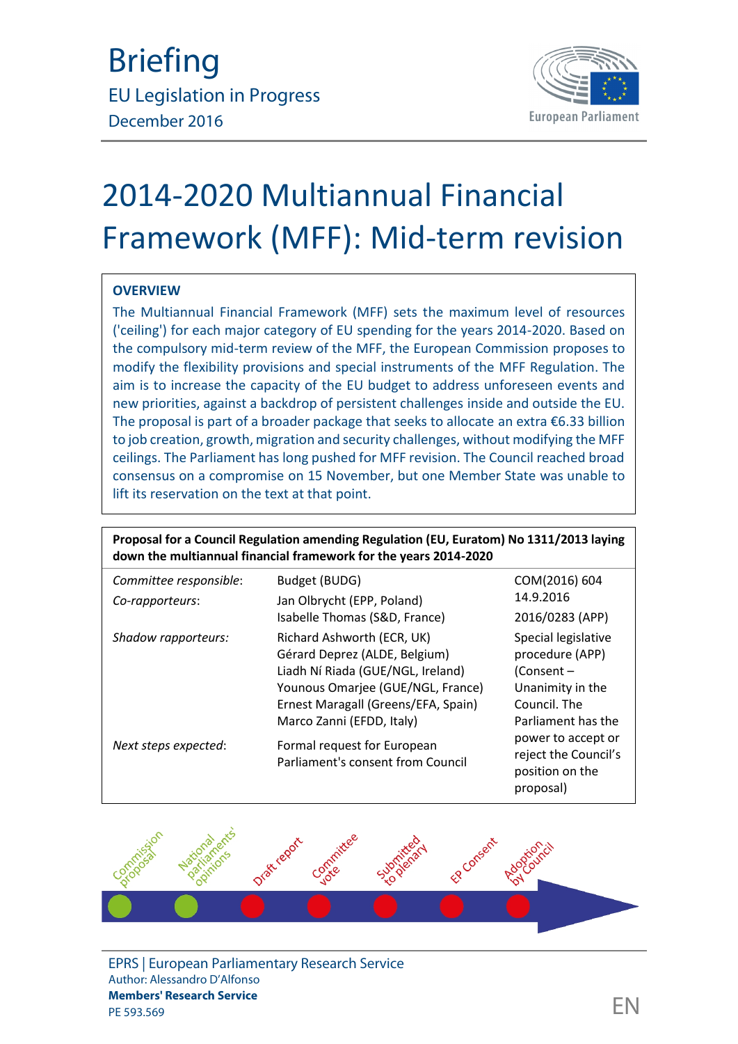# Briefing

EU Legislation in Progress

December 2016

# 2014-2020 Multiannual Financial Framework (MFF): Mid-term revision

## OVERVIEW

The Multiannual Financial Framework (MFF) sets the maximum level of resources ('ceiling') for each major category of EU spending for the years 2014-2020. Based on the compulsory mid-term review of the MFF, the European Commission proposes to modify the flexibility provisions and special instruments of the MFF Regulation. The aim is to increase the capacity of the EU budget to address unforeseen events and new priorities, against a backdrop of persistent challenges inside and outside the EU. The proposal is part of a broader package that seeks to allocate an extra €6.33 billion to job creation, growth, migration and security challenges, without modifying the MFF ceilings. The Parliament has long pushed for MFF revision. The Council reached broad consensus on a compromise on 15 November, but one Member State was unable to lift its reservation on the text at that point.

**Proposal for a Council Regulation amending Regulation (EU, Euratom) No 1311/2013 laying down the multiannual financial framework for the years 2014-2020**

| | | |
|---|---|---|
| *Committee responsible*: | Budget (BUDG) | COM(2016) 604 14.9.2016 |
| *Co-rapporteurs*: | Jan Olbrycht (EPP, Poland)<br>Isabelle Thomas (S&D, France) | 2016/0283 (APP) |
| *Shadow rapporteurs:* | Richard Ashworth (ECR, UK)<br>Gérard Deprez (ALDE, Belgium)<br>Liadh Ní Riada (GUE/NGL, Ireland)<br>Younous Omarjee (GUE/NGL, France)<br>Ernest Maragall (Greens/EFA, Spain)<br>Marco Zanni (EFDD, Italy) | Special legislative procedure (APP) (Consent – Unanimity in the Council. The Parliament has the power to accept or reject the Council's position on the proposal) |
| *Next steps expected*: | Formal request for European Parliament's consent from Council | |

Commission proposal — National parliaments' opinions — Draft report — Committee vote — Submitted to plenary — EP Consent — Adoption by Council

EPRS | European Parliamentary Research Service

Author: Alessandro D'Alfonso

**Members' Research Service**

PE 593.569

EN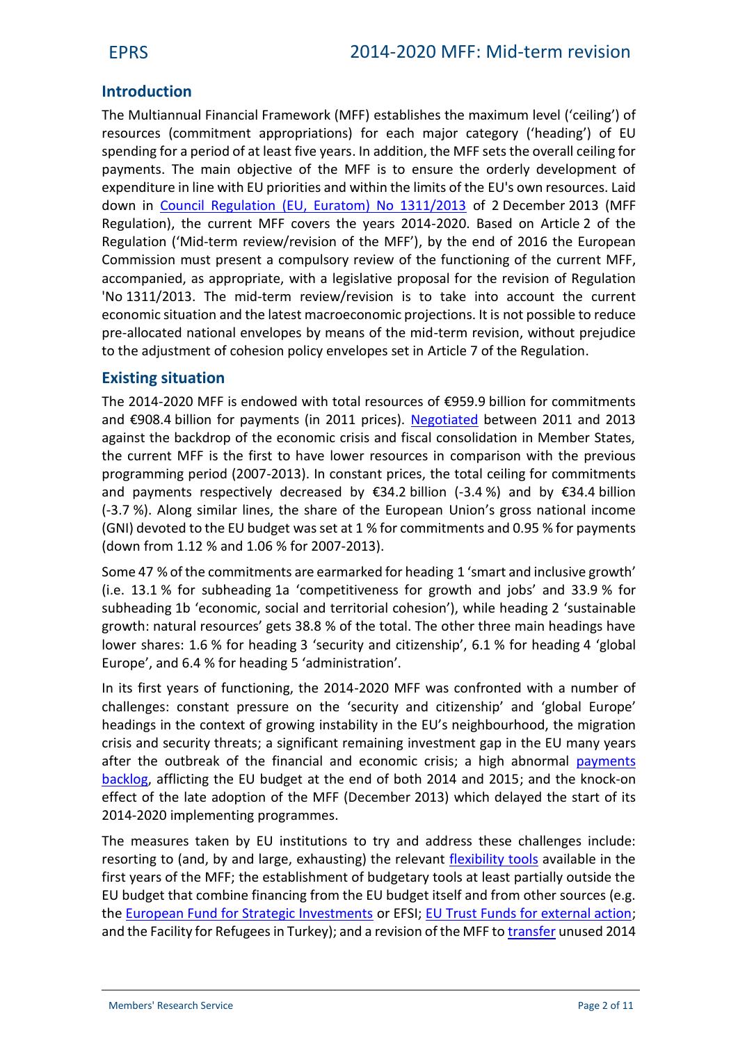## Introduction

The Multiannual Financial Framework (MFF) establishes the maximum level ('ceiling') of resources (commitment appropriations) for each major category ('heading') of EU spending for a period of at least five years. In addition, the MFF sets the overall ceiling for payments. The main objective of the MFF is to ensure the orderly development of expenditure in line with EU priorities and within the limits of the EU's own resources. Laid down in Council Regulation (EU, Euratom) No 1311/2013 of 2 December 2013 (MFF Regulation), the current MFF covers the years 2014-2020. Based on Article 2 of the Regulation ('Mid-term review/revision of the MFF'), by the end of 2016 the European Commission must present a compulsory review of the functioning of the current MFF, accompanied, as appropriate, with a legislative proposal for the revision of Regulation 'No 1311/2013. The mid-term review/revision is to take into account the current economic situation and the latest macroeconomic projections. It is not possible to reduce pre-allocated national envelopes by means of the mid-term revision, without prejudice to the adjustment of cohesion policy envelopes set in Article 7 of the Regulation.

## Existing situation

The 2014-2020 MFF is endowed with total resources of €959.9 billion for commitments and €908.4 billion for payments (in 2011 prices). Negotiated between 2011 and 2013 against the backdrop of the economic crisis and fiscal consolidation in Member States, the current MFF is the first to have lower resources in comparison with the previous programming period (2007-2013). In constant prices, the total ceiling for commitments and payments respectively decreased by €34.2 billion (-3.4 %) and by €34.4 billion (-3.7 %). Along similar lines, the share of the European Union's gross national income (GNI) devoted to the EU budget was set at 1 % for commitments and 0.95 % for payments (down from 1.12 % and 1.06 % for 2007-2013).

Some 47 % of the commitments are earmarked for heading 1 'smart and inclusive growth' (i.e. 13.1 % for subheading 1a 'competitiveness for growth and jobs' and 33.9 % for subheading 1b 'economic, social and territorial cohesion'), while heading 2 'sustainable growth: natural resources' gets 38.8 % of the total. The other three main headings have lower shares: 1.6 % for heading 3 'security and citizenship', 6.1 % for heading 4 'global Europe', and 6.4 % for heading 5 'administration'.

In its first years of functioning, the 2014-2020 MFF was confronted with a number of challenges: constant pressure on the 'security and citizenship' and 'global Europe' headings in the context of growing instability in the EU's neighbourhood, the migration crisis and security threats; a significant remaining investment gap in the EU many years after the outbreak of the financial and economic crisis; a high abnormal payments backlog, afflicting the EU budget at the end of both 2014 and 2015; and the knock-on effect of the late adoption of the MFF (December 2013) which delayed the start of its 2014-2020 implementing programmes.

The measures taken by EU institutions to try and address these challenges include: resorting to (and, by and large, exhausting) the relevant flexibility tools available in the first years of the MFF; the establishment of budgetary tools at least partially outside the EU budget that combine financing from the EU budget itself and from other sources (e.g. the European Fund for Strategic Investments or EFSI; EU Trust Funds for external action; and the Facility for Refugees in Turkey); and a revision of the MFF to transfer unused 2014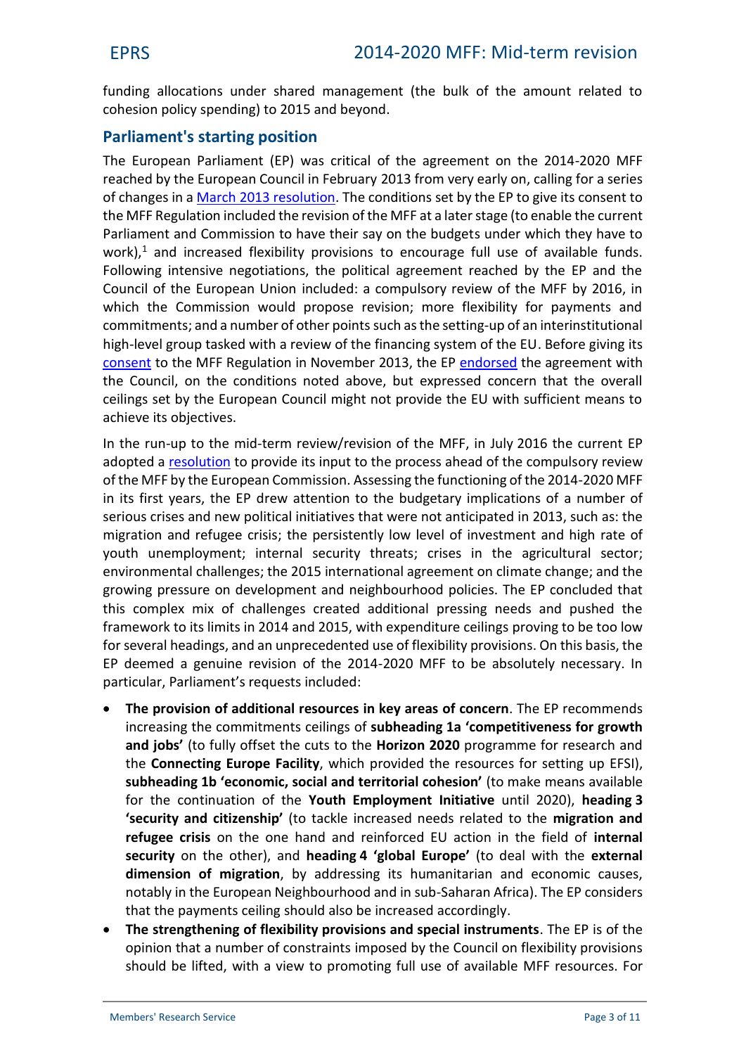funding allocations under shared management (the bulk of the amount related to cohesion policy spending) to 2015 and beyond.

## Parliament's starting position

The European Parliament (EP) was critical of the agreement on the 2014-2020 MFF reached by the European Council in February 2013 from very early on, calling for a series of changes in a March 2013 resolution. The conditions set by the EP to give its consent to the MFF Regulation included the revision of the MFF at a later stage (to enable the current Parliament and Commission to have their say on the budgets under which they have to work),[1] and increased flexibility provisions to encourage full use of available funds. Following intensive negotiations, the political agreement reached by the EP and the Council of the European Union included: a compulsory review of the MFF by 2016, in which the Commission would propose revision; more flexibility for payments and commitments; and a number of other points such as the setting-up of an interinstitutional high-level group tasked with a review of the financing system of the EU. Before giving its consent to the MFF Regulation in November 2013, the EP endorsed the agreement with the Council, on the conditions noted above, but expressed concern that the overall ceilings set by the European Council might not provide the EU with sufficient means to achieve its objectives.

In the run-up to the mid-term review/revision of the MFF, in July 2016 the current EP adopted a resolution to provide its input to the process ahead of the compulsory review of the MFF by the European Commission. Assessing the functioning of the 2014-2020 MFF in its first years, the EP drew attention to the budgetary implications of a number of serious crises and new political initiatives that were not anticipated in 2013, such as: the migration and refugee crisis; the persistently low level of investment and high rate of youth unemployment; internal security threats; crises in the agricultural sector; environmental challenges; the 2015 international agreement on climate change; and the growing pressure on development and neighbourhood policies. The EP concluded that this complex mix of challenges created additional pressing needs and pushed the framework to its limits in 2014 and 2015, with expenditure ceilings proving to be too low for several headings, and an unprecedented use of flexibility provisions. On this basis, the EP deemed a genuine revision of the 2014-2020 MFF to be absolutely necessary. In particular, Parliament's requests included:

- **The provision of additional resources in key areas of concern**. The EP recommends increasing the commitments ceilings of **subheading 1a 'competitiveness for growth and jobs'** (to fully offset the cuts to the **Horizon 2020** programme for research and the **Connecting Europe Facility**, which provided the resources for setting up EFSI), **subheading 1b 'economic, social and territorial cohesion'** (to make means available for the continuation of the **Youth Employment Initiative** until 2020), **heading 3 'security and citizenship'** (to tackle increased needs related to the **migration and refugee crisis** on the one hand and reinforced EU action in the field of **internal security** on the other), and **heading 4 'global Europe'** (to deal with the **external dimension of migration**, by addressing its humanitarian and economic causes, notably in the European Neighbourhood and in sub-Saharan Africa). The EP considers that the payments ceiling should also be increased accordingly.
- **The strengthening of flexibility provisions and special instruments**. The EP is of the opinion that a number of constraints imposed by the Council on flexibility provisions should be lifted, with a view to promoting full use of available MFF resources. For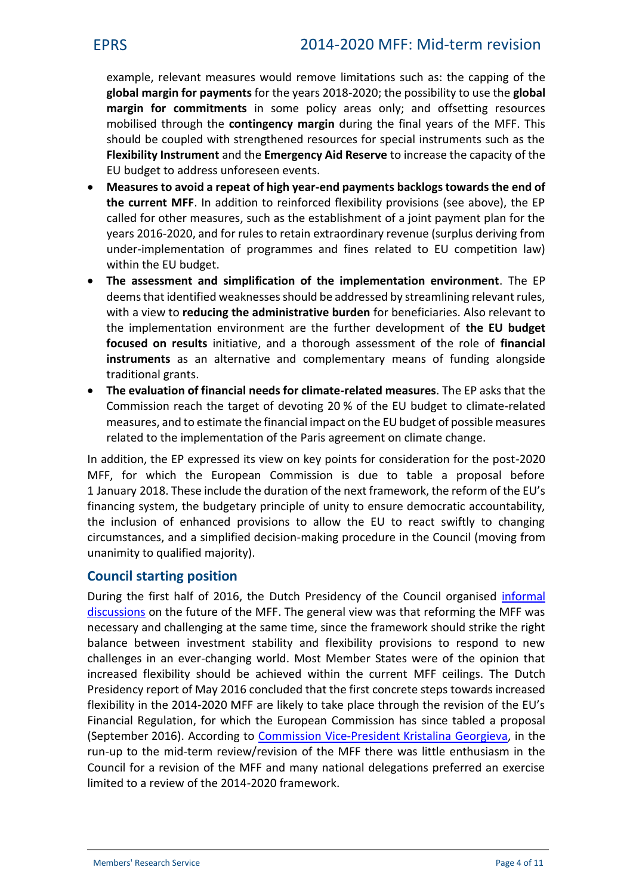example, relevant measures would remove limitations such as: the capping of the **global margin for payments** for the years 2018-2020; the possibility to use the **global margin for commitments** in some policy areas only; and offsetting resources mobilised through the **contingency margin** during the final years of the MFF. This should be coupled with strengthened resources for special instruments such as the **Flexibility Instrument** and the **Emergency Aid Reserve** to increase the capacity of the EU budget to address unforeseen events.

- **Measures to avoid a repeat of high year-end payments backlogs towards the end of the current MFF**. In addition to reinforced flexibility provisions (see above), the EP called for other measures, such as the establishment of a joint payment plan for the years 2016-2020, and for rules to retain extraordinary revenue (surplus deriving from under-implementation of programmes and fines related to EU competition law) within the EU budget.
- **The assessment and simplification of the implementation environment**. The EP deems that identified weaknesses should be addressed by streamlining relevant rules, with a view to **reducing the administrative burden** for beneficiaries. Also relevant to the implementation environment are the further development of **the EU budget focused on results** initiative, and a thorough assessment of the role of **financial instruments** as an alternative and complementary means of funding alongside traditional grants.
- **The evaluation of financial needs for climate-related measures**. The EP asks that the Commission reach the target of devoting 20 % of the EU budget to climate-related measures, and to estimate the financial impact on the EU budget of possible measures related to the implementation of the Paris agreement on climate change.

In addition, the EP expressed its view on key points for consideration for the post-2020 MFF, for which the European Commission is due to table a proposal before 1 January 2018. These include the duration of the next framework, the reform of the EU's financing system, the budgetary principle of unity to ensure democratic accountability, the inclusion of enhanced provisions to allow the EU to react swiftly to changing circumstances, and a simplified decision-making procedure in the Council (moving from unanimity to qualified majority).

## Council starting position

During the first half of 2016, the Dutch Presidency of the Council organised informal discussions on the future of the MFF. The general view was that reforming the MFF was necessary and challenging at the same time, since the framework should strike the right balance between investment stability and flexibility provisions to respond to new challenges in an ever-changing world. Most Member States were of the opinion that increased flexibility should be achieved within the current MFF ceilings. The Dutch Presidency report of May 2016 concluded that the first concrete steps towards increased flexibility in the 2014-2020 MFF are likely to take place through the revision of the EU's Financial Regulation, for which the European Commission has since tabled a proposal (September 2016). According to Commission Vice-President Kristalina Georgieva, in the run-up to the mid-term review/revision of the MFF there was little enthusiasm in the Council for a revision of the MFF and many national delegations preferred an exercise limited to a review of the 2014-2020 framework.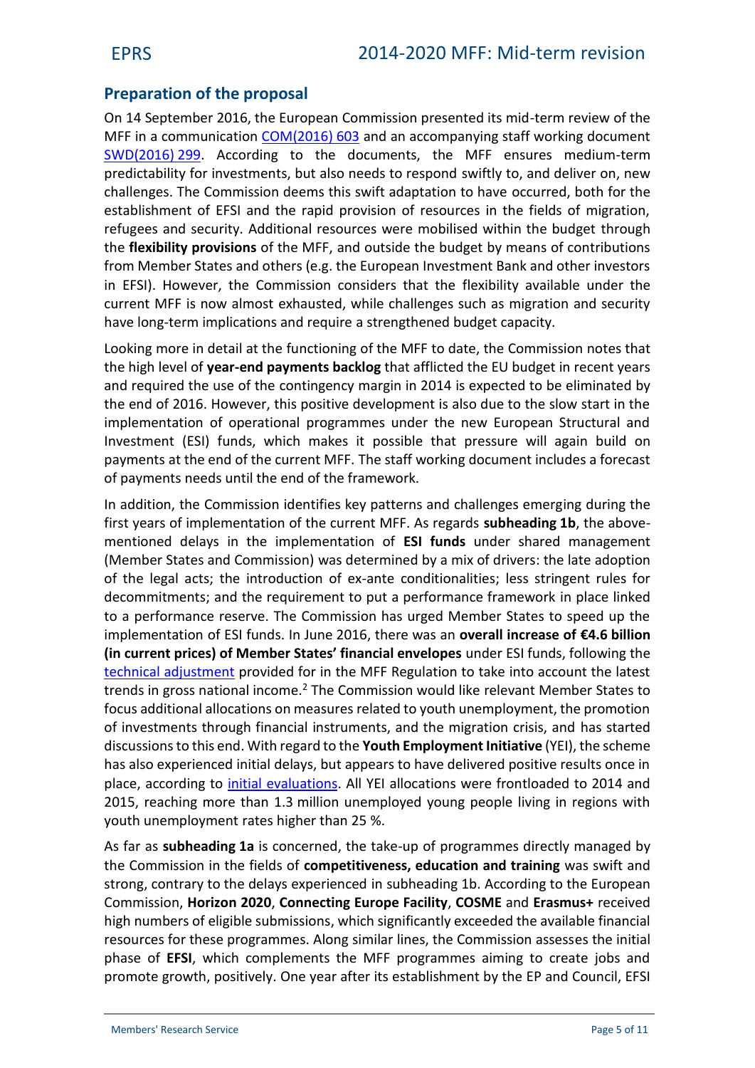## Preparation of the proposal

On 14 September 2016, the European Commission presented its mid-term review of the MFF in a communication COM(2016) 603 and an accompanying staff working document SWD(2016) 299. According to the documents, the MFF ensures medium-term predictability for investments, but also needs to respond swiftly to, and deliver on, new challenges. The Commission deems this swift adaptation to have occurred, both for the establishment of EFSI and the rapid provision of resources in the fields of migration, refugees and security. Additional resources were mobilised within the budget through the **flexibility provisions** of the MFF, and outside the budget by means of contributions from Member States and others (e.g. the European Investment Bank and other investors in EFSI). However, the Commission considers that the flexibility available under the current MFF is now almost exhausted, while challenges such as migration and security have long-term implications and require a strengthened budget capacity.

Looking more in detail at the functioning of the MFF to date, the Commission notes that the high level of **year-end payments backlog** that afflicted the EU budget in recent years and required the use of the contingency margin in 2014 is expected to be eliminated by the end of 2016. However, this positive development is also due to the slow start in the implementation of operational programmes under the new European Structural and Investment (ESI) funds, which makes it possible that pressure will again build on payments at the end of the current MFF. The staff working document includes a forecast of payments needs until the end of the framework.

In addition, the Commission identifies key patterns and challenges emerging during the first years of implementation of the current MFF. As regards **subheading 1b**, the above-mentioned delays in the implementation of **ESI funds** under shared management (Member States and Commission) was determined by a mix of drivers: the late adoption of the legal acts; the introduction of ex-ante conditionalities; less stringent rules for decommitments; and the requirement to put a performance framework in place linked to a performance reserve. The Commission has urged Member States to speed up the implementation of ESI funds. In June 2016, there was an **overall increase of €4.6 billion (in current prices) of Member States' financial envelopes** under ESI funds, following the technical adjustment provided for in the MFF Regulation to take into account the latest trends in gross national income.[2] The Commission would like relevant Member States to focus additional allocations on measures related to youth unemployment, the promotion of investments through financial instruments, and the migration crisis, and has started discussions to this end. With regard to the **Youth Employment Initiative** (YEI), the scheme has also experienced initial delays, but appears to have delivered positive results once in place, according to initial evaluations. All YEI allocations were frontloaded to 2014 and 2015, reaching more than 1.3 million unemployed young people living in regions with youth unemployment rates higher than 25 %.

As far as **subheading 1a** is concerned, the take-up of programmes directly managed by the Commission in the fields of **competitiveness, education and training** was swift and strong, contrary to the delays experienced in subheading 1b. According to the European Commission, **Horizon 2020**, **Connecting Europe Facility**, **COSME** and **Erasmus+** received high numbers of eligible submissions, which significantly exceeded the available financial resources for these programmes. Along similar lines, the Commission assesses the initial phase of **EFSI**, which complements the MFF programmes aiming to create jobs and promote growth, positively. One year after its establishment by the EP and Council, EFSI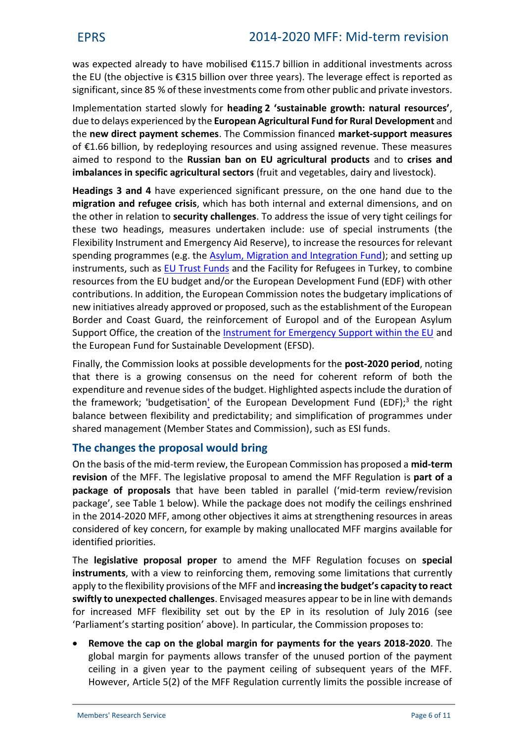was expected already to have mobilised €115.7 billion in additional investments across the EU (the objective is €315 billion over three years). The leverage effect is reported as significant, since 85 % of these investments come from other public and private investors.

Implementation started slowly for **heading 2 'sustainable growth: natural resources'**, due to delays experienced by the **European Agricultural Fund for Rural Development** and the **new direct payment schemes**. The Commission financed **market-support measures** of €1.66 billion, by redeploying resources and using assigned revenue. These measures aimed to respond to the **Russian ban on EU agricultural products** and to **crises and imbalances in specific agricultural sectors** (fruit and vegetables, dairy and livestock).

**Headings 3 and 4** have experienced significant pressure, on the one hand due to the **migration and refugee crisis**, which has both internal and external dimensions, and on the other in relation to **security challenges**. To address the issue of very tight ceilings for these two headings, measures undertaken include: use of special instruments (the Flexibility Instrument and Emergency Aid Reserve), to increase the resources for relevant spending programmes (e.g. the Asylum, Migration and Integration Fund); and setting up instruments, such as EU Trust Funds and the Facility for Refugees in Turkey, to combine resources from the EU budget and/or the European Development Fund (EDF) with other contributions. In addition, the European Commission notes the budgetary implications of new initiatives already approved or proposed, such as the establishment of the European Border and Coast Guard, the reinforcement of Europol and of the European Asylum Support Office, the creation of the Instrument for Emergency Support within the EU and the European Fund for Sustainable Development (EFSD).

Finally, the Commission looks at possible developments for the **post-2020 period**, noting that there is a growing consensus on the need for coherent reform of both the expenditure and revenue sides of the budget. Highlighted aspects include the duration of the framework; 'budgetisation' of the European Development Fund (EDF);[3] the right balance between flexibility and predictability; and simplification of programmes under shared management (Member States and Commission), such as ESI funds.

## The changes the proposal would bring

On the basis of the mid-term review, the European Commission has proposed a **mid-term revision** of the MFF. The legislative proposal to amend the MFF Regulation is **part of a package of proposals** that have been tabled in parallel ('mid-term review/revision package', see Table 1 below). While the package does not modify the ceilings enshrined in the 2014-2020 MFF, among other objectives it aims at strengthening resources in areas considered of key concern, for example by making unallocated MFF margins available for identified priorities.

The **legislative proposal proper** to amend the MFF Regulation focuses on **special instruments**, with a view to reinforcing them, removing some limitations that currently apply to the flexibility provisions of the MFF and **increasing the budget's capacity to react swiftly to unexpected challenges**. Envisaged measures appear to be in line with demands for increased MFF flexibility set out by the EP in its resolution of July 2016 (see 'Parliament's starting position' above). In particular, the Commission proposes to:

- **Remove the cap on the global margin for payments for the years 2018-2020**. The global margin for payments allows transfer of the unused portion of the payment ceiling in a given year to the payment ceiling of subsequent years of the MFF. However, Article 5(2) of the MFF Regulation currently limits the possible increase of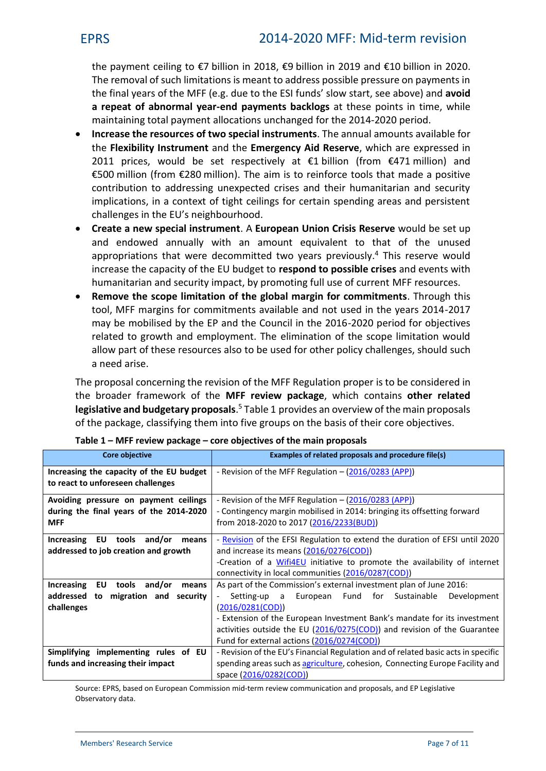the payment ceiling to €7 billion in 2018, €9 billion in 2019 and €10 billion in 2020. The removal of such limitations is meant to address possible pressure on payments in the final years of the MFF (e.g. due to the ESI funds' slow start, see above) and **avoid a repeat of abnormal year-end payments backlogs** at these points in time, while maintaining total payment allocations unchanged for the 2014-2020 period.

- **Increase the resources of two special instruments**. The annual amounts available for the **Flexibility Instrument** and the **Emergency Aid Reserve**, which are expressed in 2011 prices, would be set respectively at €1 billion (from €471 million) and €500 million (from €280 million). The aim is to reinforce tools that made a positive contribution to addressing unexpected crises and their humanitarian and security implications, in a context of tight ceilings for certain spending areas and persistent challenges in the EU's neighbourhood.
- **Create a new special instrument**. A **European Union Crisis Reserve** would be set up and endowed annually with an amount equivalent to that of the unused appropriations that were decommitted two years previously.[4] This reserve would increase the capacity of the EU budget to **respond to possible crises** and events with humanitarian and security impact, by promoting full use of current MFF resources.
- **Remove the scope limitation of the global margin for commitments**. Through this tool, MFF margins for commitments available and not used in the years 2014-2017 may be mobilised by the EP and the Council in the 2016-2020 period for objectives related to growth and employment. The elimination of the scope limitation would allow part of these resources also to be used for other policy challenges, should such a need arise.

The proposal concerning the revision of the MFF Regulation proper is to be considered in the broader framework of the **MFF review package**, which contains **other related legislative and budgetary proposals**.[5] Table 1 provides an overview of the main proposals of the package, classifying them into five groups on the basis of their core objectives.

**Table 1 – MFF review package – core objectives of the main proposals**

| Core objective | Examples of related proposals and procedure file(s) |
|---|---|
| **Increasing the capacity of the EU budget to react to unforeseen challenges** | - Revision of the MFF Regulation – (2016/0283 (APP)) |
| **Avoiding pressure on payment ceilings during the final years of the 2014-2020 MFF** | - Revision of the MFF Regulation – (2016/0283 (APP))<br>- Contingency margin mobilised in 2014: bringing its offsetting forward from 2018-2020 to 2017 (2016/2233(BUD)) |
| **Increasing EU tools and/or means addressed to job creation and growth** | - Revision of the EFSI Regulation to extend the duration of EFSI until 2020 and increase its means (2016/0276(COD))<br>-Creation of a Wifi4EU initiative to promote the availability of internet connectivity in local communities (2016/0287(COD)) |
| **Increasing EU tools and/or means addressed to migration and security challenges** | As part of the Commission's external investment plan of June 2016:<br>- Setting-up a European Fund for Sustainable Development (2016/0281(COD))<br>- Extension of the European Investment Bank's mandate for its investment activities outside the EU (2016/0275(COD)) and revision of the Guarantee Fund for external actions (2016/0274(COD)) |
| **Simplifying implementing rules of EU funds and increasing their impact** | - Revision of the EU's Financial Regulation and of related basic acts in specific spending areas such as agriculture, cohesion, Connecting Europe Facility and space (2016/0282(COD)) |

Source: EPRS, based on European Commission mid-term review communication and proposals, and EP Legislative Observatory data.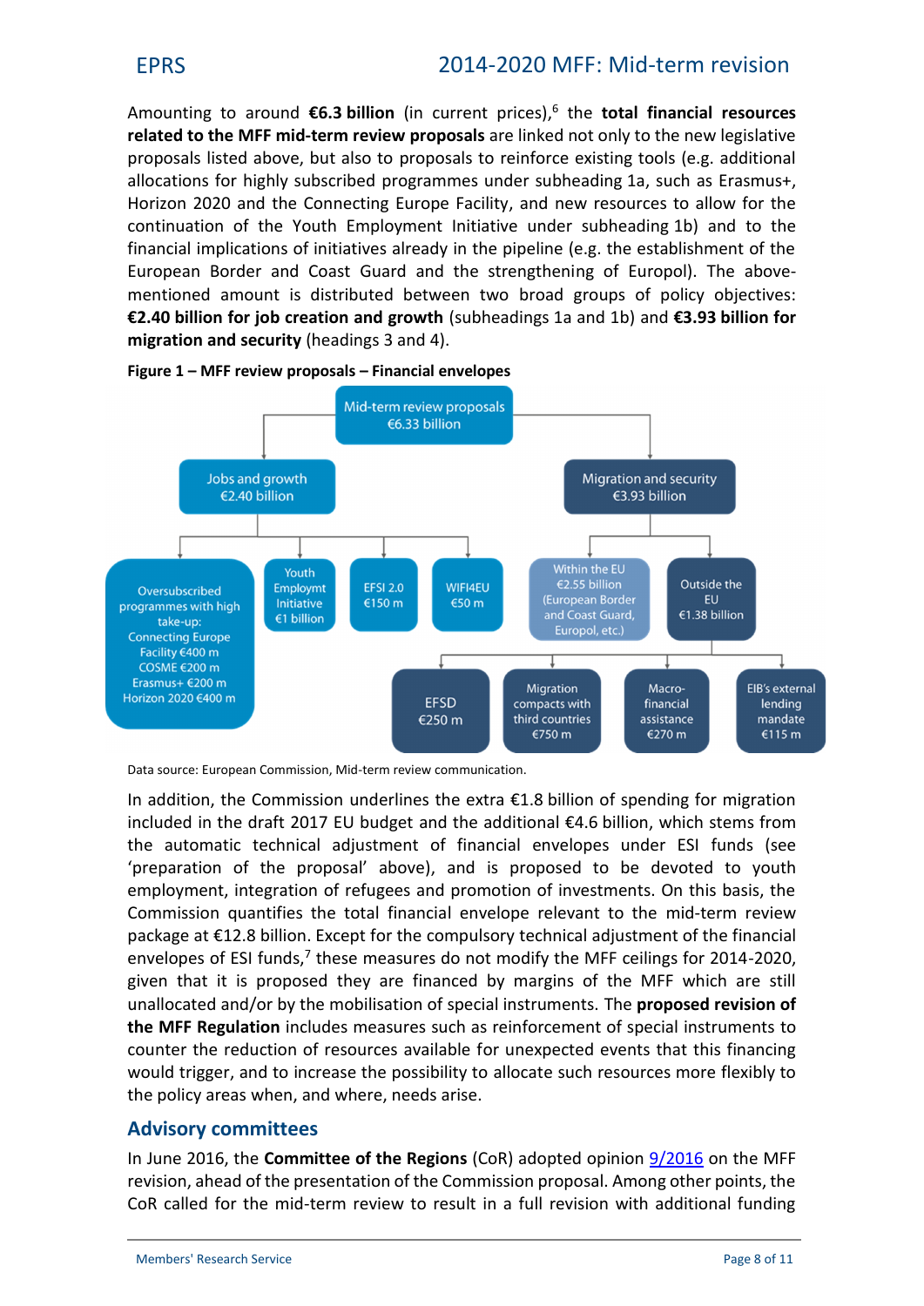Amounting to around **€6.3 billion** (in current prices),[6] the **total financial resources related to the MFF mid-term review proposals** are linked not only to the new legislative proposals listed above, but also to proposals to reinforce existing tools (e.g. additional allocations for highly subscribed programmes under subheading 1a, such as Erasmus+, Horizon 2020 and the Connecting Europe Facility, and new resources to allow for the continuation of the Youth Employment Initiative under subheading 1b) and to the financial implications of initiatives already in the pipeline (e.g. the establishment of the European Border and Coast Guard and the strengthening of Europol). The above-mentioned amount is distributed between two broad groups of policy objectives: **€2.40 billion for job creation and growth** (subheadings 1a and 1b) and **€3.93 billion for migration and security** (headings 3 and 4).

**Figure 1 – MFF review proposals – Financial envelopes**

- Mid-term review proposals €6.33 billion
  - Jobs and growth €2.40 billion
    - Oversubscribed programmes with high take-up: Connecting Europe Facility €400 m, COSME €200 m, Erasmus+ €200 m, Horizon 2020 €400 m
    - Youth Employmt Initiative €1 billion
    - EFSI 2.0 €150 m
    - WIFI4EU €50 m
  - Migration and security €3.93 billion
    - Within the EU €2.55 billion (European Border and Coast Guard, Europol, etc.)
    - Outside the EU €1.38 billion
      - EFSD €250 m
      - Migration compacts with third countries €750 m
      - Macro-financial assistance €270 m
      - EIB's external lending mandate €115 m

Data source: European Commission, Mid-term review communication.

In addition, the Commission underlines the extra €1.8 billion of spending for migration included in the draft 2017 EU budget and the additional €4.6 billion, which stems from the automatic technical adjustment of financial envelopes under ESI funds (see 'preparation of the proposal' above), and is proposed to be devoted to youth employment, integration of refugees and promotion of investments. On this basis, the Commission quantifies the total financial envelope relevant to the mid-term review package at €12.8 billion. Except for the compulsory technical adjustment of the financial envelopes of ESI funds,[7] these measures do not modify the MFF ceilings for 2014-2020, given that it is proposed they are financed by margins of the MFF which are still unallocated and/or by the mobilisation of special instruments. The **proposed revision of the MFF Regulation** includes measures such as reinforcement of special instruments to counter the reduction of resources available for unexpected events that this financing would trigger, and to increase the possibility to allocate such resources more flexibly to the policy areas when, and where, needs arise.

## Advisory committees

In June 2016, the **Committee of the Regions** (CoR) adopted opinion 9/2016 on the MFF revision, ahead of the presentation of the Commission proposal. Among other points, the CoR called for the mid-term review to result in a full revision with additional funding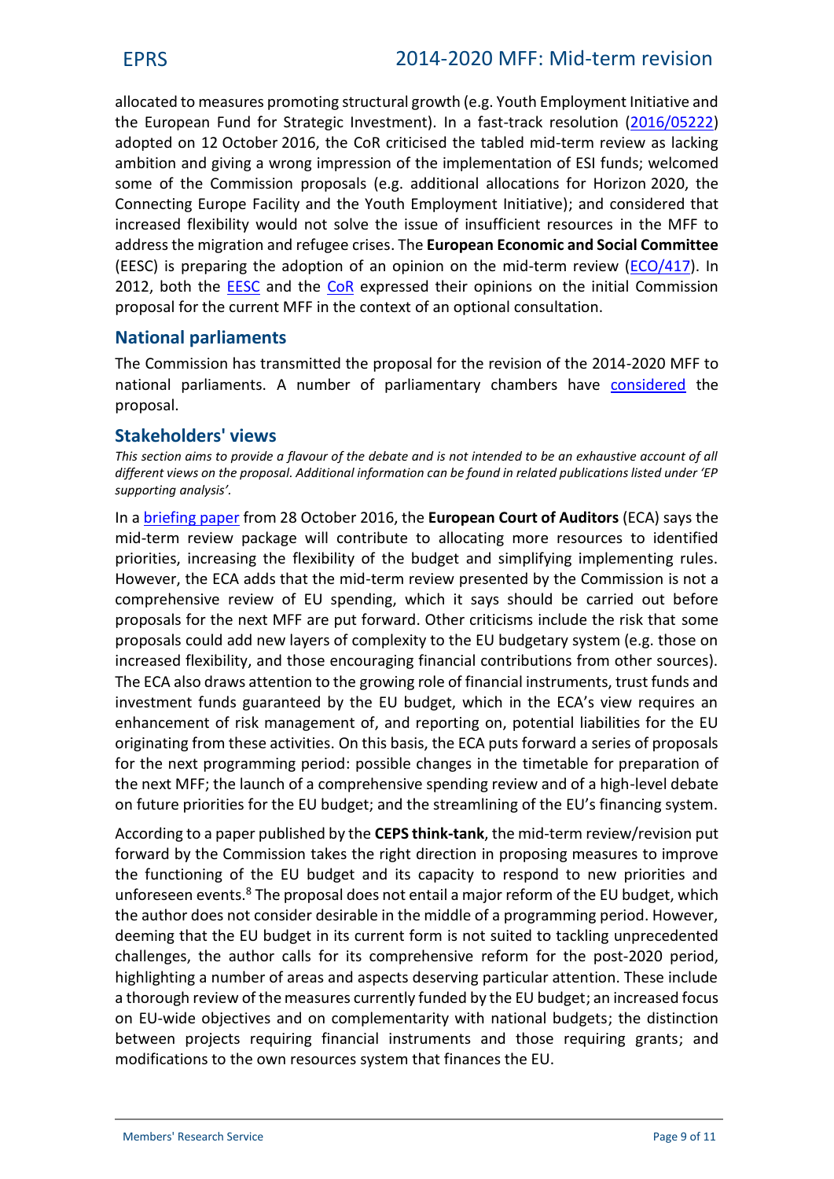allocated to measures promoting structural growth (e.g. Youth Employment Initiative and the European Fund for Strategic Investment). In a fast-track resolution (2016/05222) adopted on 12 October 2016, the CoR criticised the tabled mid-term review as lacking ambition and giving a wrong impression of the implementation of ESI funds; welcomed some of the Commission proposals (e.g. additional allocations for Horizon 2020, the Connecting Europe Facility and the Youth Employment Initiative); and considered that increased flexibility would not solve the issue of insufficient resources in the MFF to address the migration and refugee crises. The **European Economic and Social Committee** (EESC) is preparing the adoption of an opinion on the mid-term review (ECO/417). In 2012, both the EESC and the CoR expressed their opinions on the initial Commission proposal for the current MFF in the context of an optional consultation.

## National parliaments

The Commission has transmitted the proposal for the revision of the 2014-2020 MFF to national parliaments. A number of parliamentary chambers have considered the proposal.

## Stakeholders' views

*This section aims to provide a flavour of the debate and is not intended to be an exhaustive account of all different views on the proposal. Additional information can be found in related publications listed under 'EP supporting analysis'.*

In a briefing paper from 28 October 2016, the **European Court of Auditors** (ECA) says the mid-term review package will contribute to allocating more resources to identified priorities, increasing the flexibility of the budget and simplifying implementing rules. However, the ECA adds that the mid-term review presented by the Commission is not a comprehensive review of EU spending, which it says should be carried out before proposals for the next MFF are put forward. Other criticisms include the risk that some proposals could add new layers of complexity to the EU budgetary system (e.g. those on increased flexibility, and those encouraging financial contributions from other sources). The ECA also draws attention to the growing role of financial instruments, trust funds and investment funds guaranteed by the EU budget, which in the ECA's view requires an enhancement of risk management of, and reporting on, potential liabilities for the EU originating from these activities. On this basis, the ECA puts forward a series of proposals for the next programming period: possible changes in the timetable for preparation of the next MFF; the launch of a comprehensive spending review and of a high-level debate on future priorities for the EU budget; and the streamlining of the EU's financing system.

According to a paper published by the **CEPS think-tank**, the mid-term review/revision put forward by the Commission takes the right direction in proposing measures to improve the functioning of the EU budget and its capacity to respond to new priorities and unforeseen events.[8] The proposal does not entail a major reform of the EU budget, which the author does not consider desirable in the middle of a programming period. However, deeming that the EU budget in its current form is not suited to tackling unprecedented challenges, the author calls for its comprehensive reform for the post-2020 period, highlighting a number of areas and aspects deserving particular attention. These include a thorough review of the measures currently funded by the EU budget; an increased focus on EU-wide objectives and on complementarity with national budgets; the distinction between projects requiring financial instruments and those requiring grants; and modifications to the own resources system that finances the EU.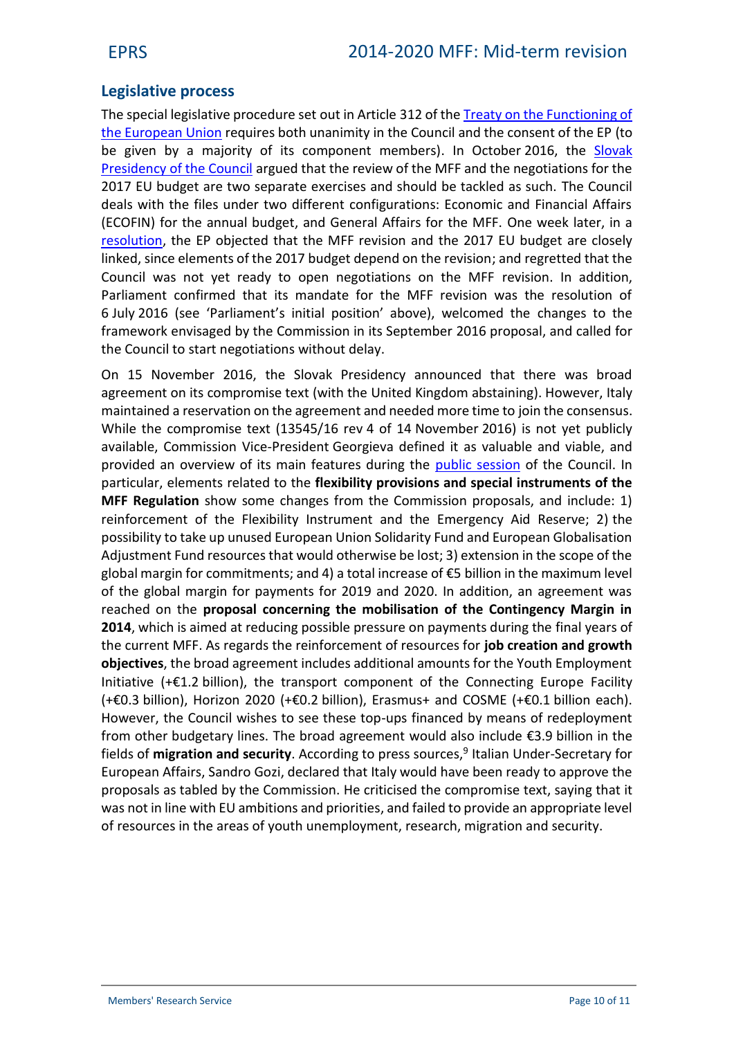## Legislative process

The special legislative procedure set out in Article 312 of the Treaty on the Functioning of the European Union requires both unanimity in the Council and the consent of the EP (to be given by a majority of its component members). In October 2016, the Slovak Presidency of the Council argued that the review of the MFF and the negotiations for the 2017 EU budget are two separate exercises and should be tackled as such. The Council deals with the files under two different configurations: Economic and Financial Affairs (ECOFIN) for the annual budget, and General Affairs for the MFF. One week later, in a resolution, the EP objected that the MFF revision and the 2017 EU budget are closely linked, since elements of the 2017 budget depend on the revision; and regretted that the Council was not yet ready to open negotiations on the MFF revision. In addition, Parliament confirmed that its mandate for the MFF revision was the resolution of 6 July 2016 (see 'Parliament's initial position' above), welcomed the changes to the framework envisaged by the Commission in its September 2016 proposal, and called for the Council to start negotiations without delay.

On 15 November 2016, the Slovak Presidency announced that there was broad agreement on its compromise text (with the United Kingdom abstaining). However, Italy maintained a reservation on the agreement and needed more time to join the consensus. While the compromise text (13545/16 rev 4 of 14 November 2016) is not yet publicly available, Commission Vice-President Georgieva defined it as valuable and viable, and provided an overview of its main features during the public session of the Council. In particular, elements related to the **flexibility provisions and special instruments of the MFF Regulation** show some changes from the Commission proposals, and include: 1) reinforcement of the Flexibility Instrument and the Emergency Aid Reserve; 2) the possibility to take up unused European Union Solidarity Fund and European Globalisation Adjustment Fund resources that would otherwise be lost; 3) extension in the scope of the global margin for commitments; and 4) a total increase of €5 billion in the maximum level of the global margin for payments for 2019 and 2020. In addition, an agreement was reached on the **proposal concerning the mobilisation of the Contingency Margin in 2014**, which is aimed at reducing possible pressure on payments during the final years of the current MFF. As regards the reinforcement of resources for **job creation and growth objectives**, the broad agreement includes additional amounts for the Youth Employment Initiative (+€1.2 billion), the transport component of the Connecting Europe Facility (+€0.3 billion), Horizon 2020 (+€0.2 billion), Erasmus+ and COSME (+€0.1 billion each). However, the Council wishes to see these top-ups financed by means of redeployment from other budgetary lines. The broad agreement would also include €3.9 billion in the fields of **migration and security**. According to press sources,[9] Italian Under-Secretary for European Affairs, Sandro Gozi, declared that Italy would have been ready to approve the proposals as tabled by the Commission. He criticised the compromise text, saying that it was not in line with EU ambitions and priorities, and failed to provide an appropriate level of resources in the areas of youth unemployment, research, migration and security.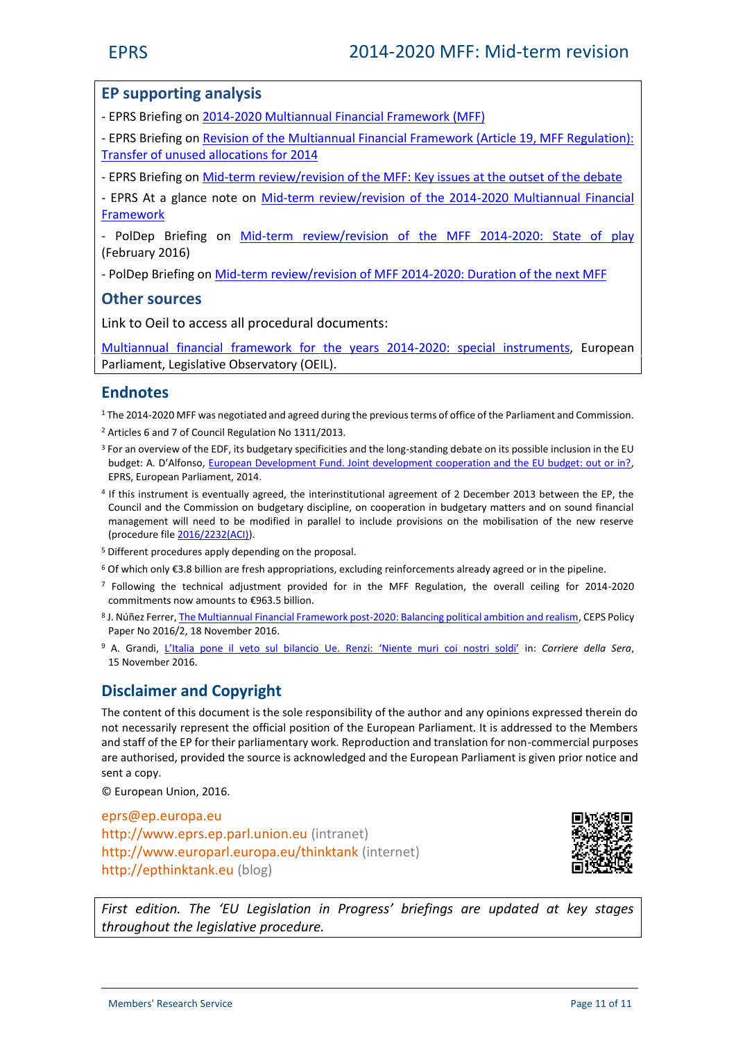## EP supporting analysis

- EPRS Briefing on 2014-2020 Multiannual Financial Framework (MFF)

- EPRS Briefing on Revision of the Multiannual Financial Framework (Article 19, MFF Regulation): Transfer of unused allocations for 2014

- EPRS Briefing on Mid-term review/revision of the MFF: Key issues at the outset of the debate

- EPRS At a glance note on Mid-term review/revision of the 2014-2020 Multiannual Financial Framework

- PolDep Briefing on Mid-term review/revision of the MFF 2014-2020: State of play (February 2016)

- PolDep Briefing on Mid-term review/revision of MFF 2014-2020: Duration of the next MFF

## Other sources

Link to Oeil to access all procedural documents:

Multiannual financial framework for the years 2014-2020: special instruments, European Parliament, Legislative Observatory (OEIL).

## Endnotes

[1] The 2014-2020 MFF was negotiated and agreed during the previous terms of office of the Parliament and Commission.

[2] Articles 6 and 7 of Council Regulation No 1311/2013.

[3] For an overview of the EDF, its budgetary specificities and the long-standing debate on its possible inclusion in the EU budget: A. D'Alfonso, European Development Fund. Joint development cooperation and the EU budget: out or in?, EPRS, European Parliament, 2014.

[4] If this instrument is eventually agreed, the interinstitutional agreement of 2 December 2013 between the EP, the Council and the Commission on budgetary discipline, on cooperation in budgetary matters and on sound financial management will need to be modified in parallel to include provisions on the mobilisation of the new reserve (procedure file 2016/2232(ACI)).

[5] Different procedures apply depending on the proposal.

[6] Of which only €3.8 billion are fresh appropriations, excluding reinforcements already agreed or in the pipeline.

[7] Following the technical adjustment provided for in the MFF Regulation, the overall ceiling for 2014-2020 commitments now amounts to €963.5 billion.

[8] J. Núñez Ferrer, The Multiannual Financial Framework post-2020: Balancing political ambition and realism, CEPS Policy Paper No 2016/2, 18 November 2016.

[9] A. Grandi, L'Italia pone il veto sul bilancio Ue. Renzi: 'Niente muri coi nostri soldi' in: *Corriere della Sera*, 15 November 2016.

## Disclaimer and Copyright

The content of this document is the sole responsibility of the author and any opinions expressed therein do not necessarily represent the official position of the European Parliament. It is addressed to the Members and staff of the EP for their parliamentary work. Reproduction and translation for non-commercial purposes are authorised, provided the source is acknowledged and the European Parliament is given prior notice and sent a copy.

© European Union, 2016.

eprs@ep.europa.eu
http://www.eprs.ep.parl.union.eu (intranet)
http://www.europarl.europa.eu/thinktank (internet)
http://epthinktank.eu (blog)

*First edition. The 'EU Legislation in Progress' briefings are updated at key stages throughout the legislative procedure.*